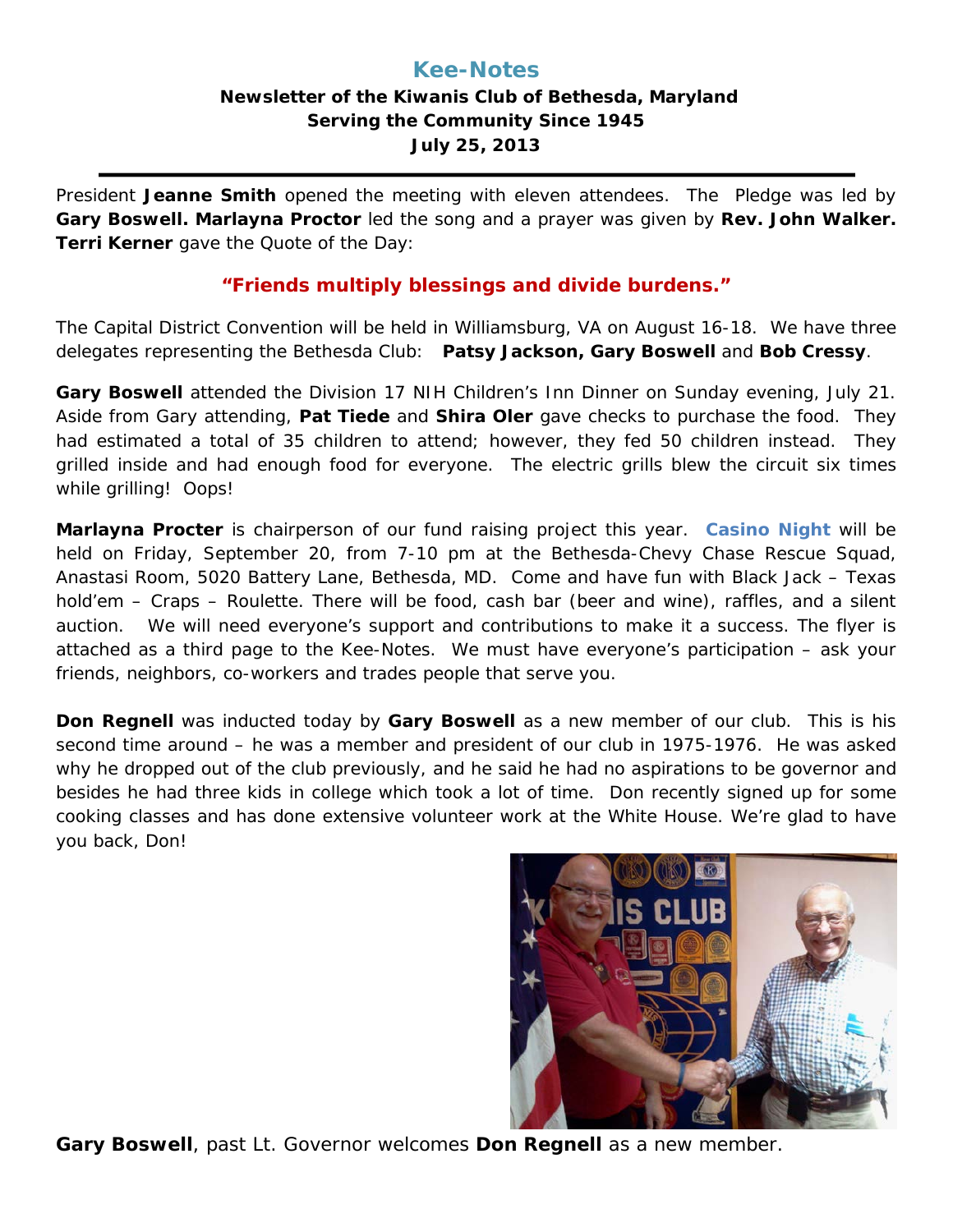# Kee-Notes

**Newsletter of the Kiwanis Club of Bethesda, Maryland**
**Serving the Community Since 1945**
**July 25, 2013**

---

President **Jeanne Smith** opened the meeting with eleven attendees. The Pledge was led by **Gary Boswell. Marlayna Proctor** led the song and a prayer was given by **Rev. John Walker. Terri Kerner** gave the Quote of the Day:

**"Friends multiply blessings and divide burdens."**

The Capital District Convention will be held in Williamsburg, VA on August 16-18. We have three delegates representing the Bethesda Club: **Patsy Jackson, Gary Boswell** and **Bob Cressy**.

**Gary Boswell** attended the Division 17 NIH Children's Inn Dinner on Sunday evening, July 21. Aside from Gary attending, **Pat Tiede** and **Shira Oler** gave checks to purchase the food. They had estimated a total of 35 children to attend; however, they fed 50 children instead. They grilled inside and had enough food for everyone. The electric grills blew the circuit six times while grilling! Oops!

**Marlayna Procter** is chairperson of our fund raising project this year. **Casino Night** will be held on Friday, September 20, from 7-10 pm at the Bethesda-Chevy Chase Rescue Squad, Anastasi Room, 5020 Battery Lane, Bethesda, MD. Come and have fun with Black Jack – Texas hold'em – Craps – Roulette. There will be food, cash bar (beer and wine), raffles, and a silent auction. We will need everyone's support and contributions to make it a success. The flyer is attached as a third page to the Kee-Notes. We must have everyone's participation – ask your friends, neighbors, co-workers and trades people that serve you.

**Don Regnell** was inducted today by **Gary Boswell** as a new member of our club. This is his second time around – he was a member and president of our club in 1975-1976. He was asked why he dropped out of the club previously, and he said he had no aspirations to be governor and besides he had three kids in college which took a lot of time. Don recently signed up for some cooking classes and has done extensive volunteer work at the White House. We're glad to have you back, Don!

**Gary Boswell**, past Lt. Governor welcomes **Don Regnell** as a new member.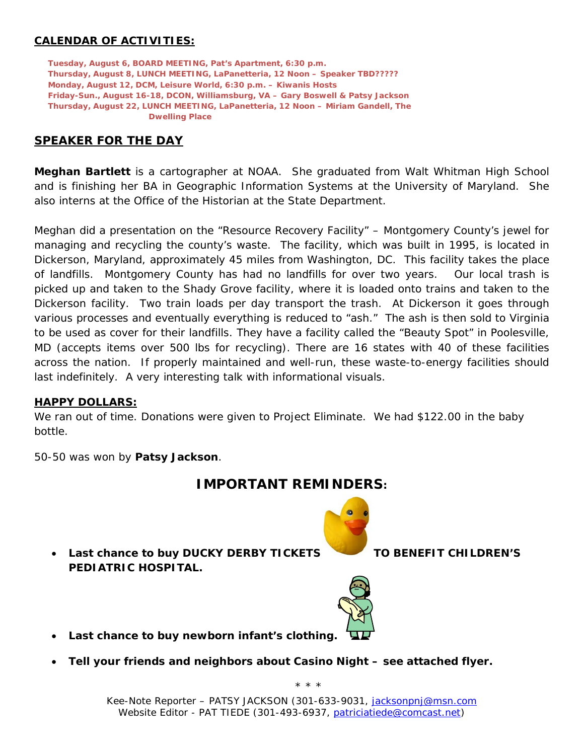## CALENDAR OF ACTIVITIES:

**Tuesday, August 6, BOARD MEETING, Pat's Apartment, 6:30 p.m.**
**Thursday, August 8, LUNCH MEETING, LaPanetteria, 12 Noon – Speaker TBD?????**
**Monday, August 12, DCM, Leisure World, 6:30 p.m. – Kiwanis Hosts**
**Friday-Sun., August 16-18, DCON, Williamsburg, VA – Gary Boswell & Patsy Jackson**
**Thursday, August 22, LUNCH MEETING, LaPanetteria, 12 Noon – Miriam Gandell, The Dwelling Place**

## SPEAKER FOR THE DAY

**Meghan Bartlett** is a cartographer at NOAA. She graduated from Walt Whitman High School and is finishing her BA in Geographic Information Systems at the University of Maryland. She also interns at the Office of the Historian at the State Department.

Meghan did a presentation on the "Resource Recovery Facility" – Montgomery County's jewel for managing and recycling the county's waste. The facility, which was built in 1995, is located in Dickerson, Maryland, approximately 45 miles from Washington, DC. This facility takes the place of landfills. Montgomery County has had no landfills for over two years. Our local trash is picked up and taken to the Shady Grove facility, where it is loaded onto trains and taken to the Dickerson facility. Two train loads per day transport the trash. At Dickerson it goes through various processes and eventually everything is reduced to "ash." The ash is then sold to Virginia to be used as cover for their landfills. They have a facility called the "Beauty Spot" in Poolesville, MD (accepts items over 500 lbs for recycling). There are 16 states with 40 of these facilities across the nation. If properly maintained and well-run, these waste-to-energy facilities should last indefinitely. A very interesting talk with informational visuals.

## HAPPY DOLLARS:

We ran out of time. Donations were given to Project Eliminate. We had $122.00 in the baby bottle.

50-50 was won by **Patsy Jackson**.

## IMPORTANT REMINDERS:

- **Last chance to buy DUCKY DERBY TICKETS TO BENEFIT CHILDREN'S PEDIATRIC HOSPITAL.**
- **Last chance to buy newborn infant's clothing.**
- **Tell your friends and neighbors about Casino Night – see attached flyer.**

\* \* \*

Kee-Note Reporter – PATSY JACKSON (301-633-9031, jacksonpnj@msn.com
Website Editor - PAT TIEDE (301-493-6937, patriciatiede@comcast.net)